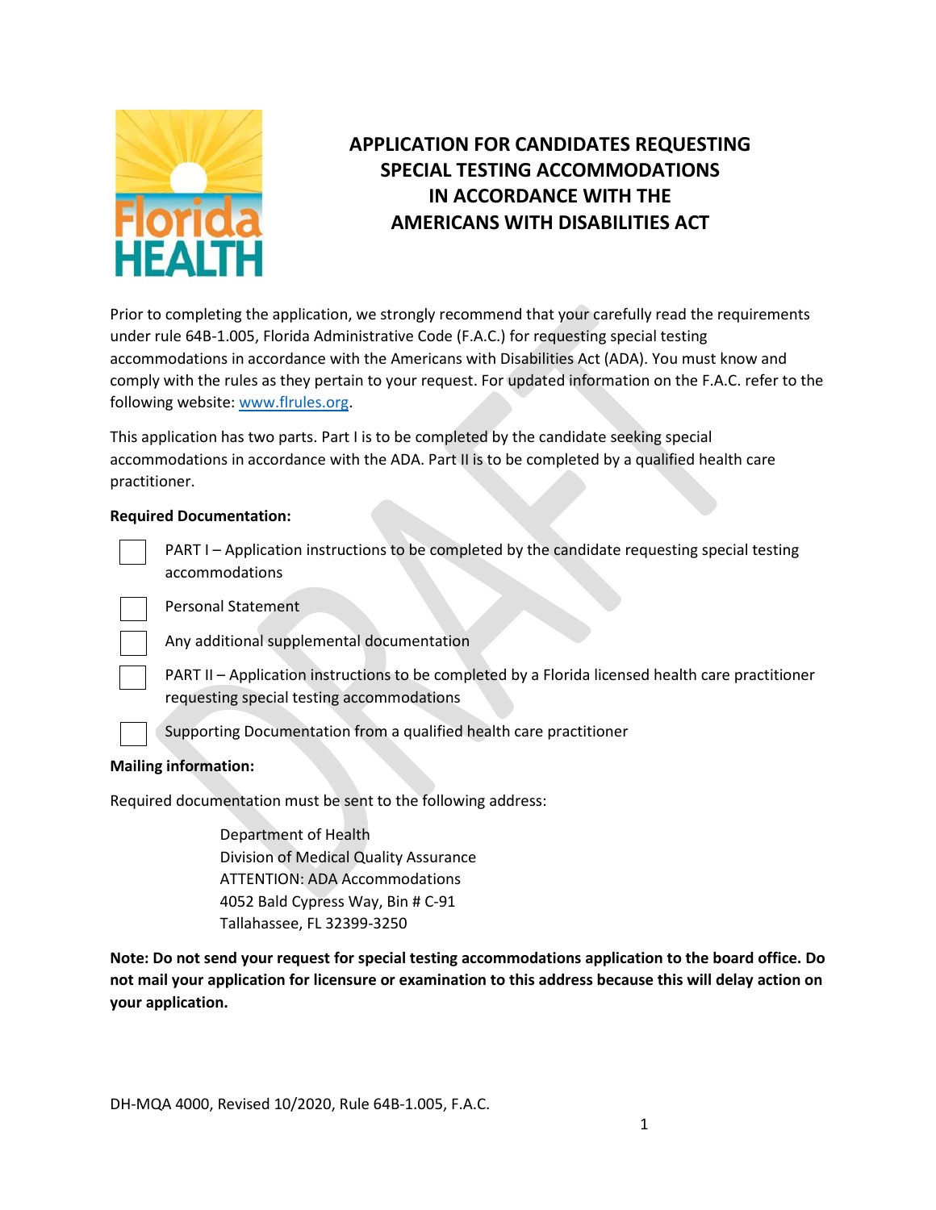# APPLICATION FOR CANDIDATES REQUESTING SPECIAL TESTING ACCOMMODATIONS IN ACCORDANCE WITH THE AMERICANS WITH DISABILITIES ACT

Prior to completing the application, we strongly recommend that your carefully read the requirements under rule 64B-1.005, Florida Administrative Code (F.A.C.) for requesting special testing accommodations in accordance with the Americans with Disabilities Act (ADA). You must know and comply with the rules as they pertain to your request. For updated information on the F.A.C. refer to the following website: [www.flrules.org](http://www.flrules.org).

This application has two parts. Part I is to be completed by the candidate seeking special accommodations in accordance with the ADA. Part II is to be completed by a qualified health care practitioner.

**Required Documentation:**

- ☐ PART I – Application instructions to be completed by the candidate requesting special testing accommodations
- ☐ Personal Statement
- ☐ Any additional supplemental documentation
- ☐ PART II – Application instructions to be completed by a Florida licensed health care practitioner requesting special testing accommodations
- ☐ Supporting Documentation from a qualified health care practitioner

**Mailing information:**

Required documentation must be sent to the following address:

Department of Health
Division of Medical Quality Assurance
ATTENTION: ADA Accommodations
4052 Bald Cypress Way, Bin # C-91
Tallahassee, FL 32399-3250

**Note: Do not send your request for special testing accommodations application to the board office. Do not mail your application for licensure or examination to this address because this will delay action on your application.**

DH-MQA 4000, Revised 10/2020, Rule 64B-1.005, F.A.C.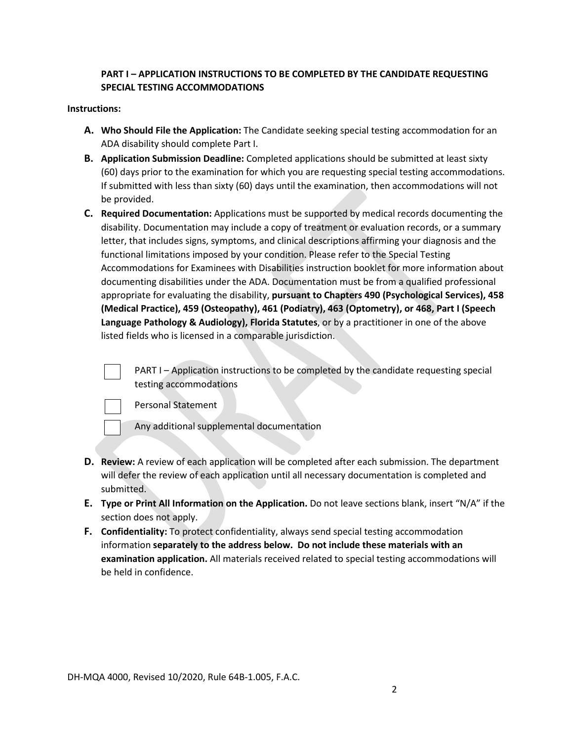**PART I – APPLICATION INSTRUCTIONS TO BE COMPLETED BY THE CANDIDATE REQUESTING SPECIAL TESTING ACCOMMODATIONS**

**Instructions:**

**A. Who Should File the Application:** The Candidate seeking special testing accommodation for an ADA disability should complete Part I.

**B. Application Submission Deadline:** Completed applications should be submitted at least sixty (60) days prior to the examination for which you are requesting special testing accommodations. If submitted with less than sixty (60) days until the examination, then accommodations will not be provided.

**C. Required Documentation:** Applications must be supported by medical records documenting the disability. Documentation may include a copy of treatment or evaluation records, or a summary letter, that includes signs, symptoms, and clinical descriptions affirming your diagnosis and the functional limitations imposed by your condition. Please refer to the Special Testing Accommodations for Examinees with Disabilities instruction booklet for more information about documenting disabilities under the ADA. Documentation must be from a qualified professional appropriate for evaluating the disability, **pursuant to Chapters 490 (Psychological Services), 458 (Medical Practice), 459 (Osteopathy), 461 (Podiatry), 463 (Optometry), or 468, Part I (Speech Language Pathology & Audiology), Florida Statutes**, or by a practitioner in one of the above listed fields who is licensed in a comparable jurisdiction.

- ☐ PART I – Application instructions to be completed by the candidate requesting special testing accommodations
- ☐ Personal Statement
- ☐ Any additional supplemental documentation

**D. Review:** A review of each application will be completed after each submission. The department will defer the review of each application until all necessary documentation is completed and submitted.

**E. Type or Print All Information on the Application.** Do not leave sections blank, insert "N/A" if the section does not apply.

**F. Confidentiality:** To protect confidentiality, always send special testing accommodation information **separately to the address below. Do not include these materials with an examination application.** All materials received related to special testing accommodations will be held in confidence.

DH-MQA 4000, Revised 10/2020, Rule 64B-1.005, F.A.C.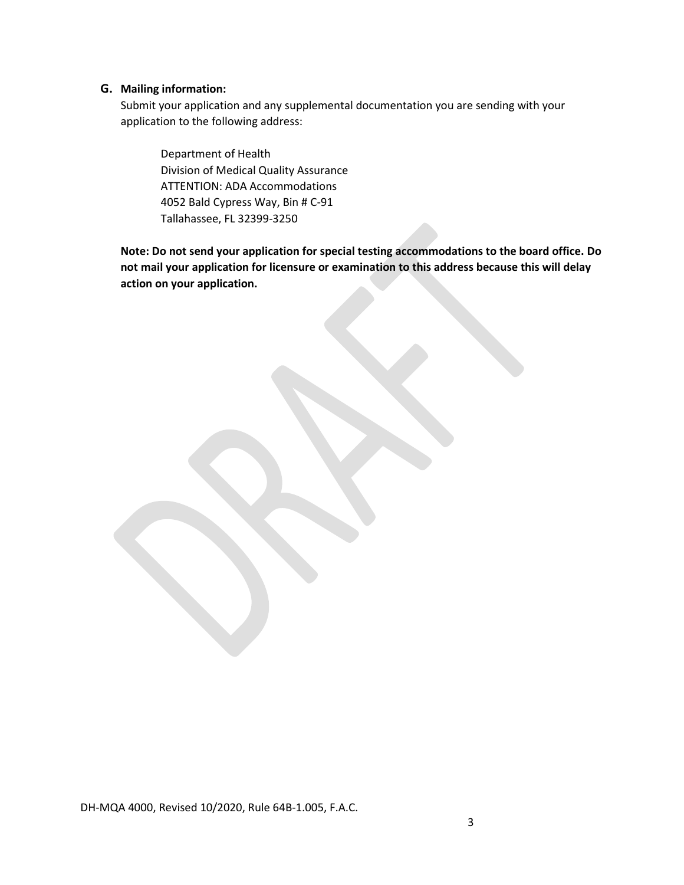## G. Mailing information:

Submit your application and any supplemental documentation you are sending with your application to the following address:

Department of Health
Division of Medical Quality Assurance
ATTENTION: ADA Accommodations
4052 Bald Cypress Way, Bin # C-91
Tallahassee, FL 32399-3250

**Note: Do not send your application for special testing accommodations to the board office. Do not mail your application for licensure or examination to this address because this will delay action on your application.**

DH-MQA 4000, Revised 10/2020, Rule 64B-1.005, F.A.C.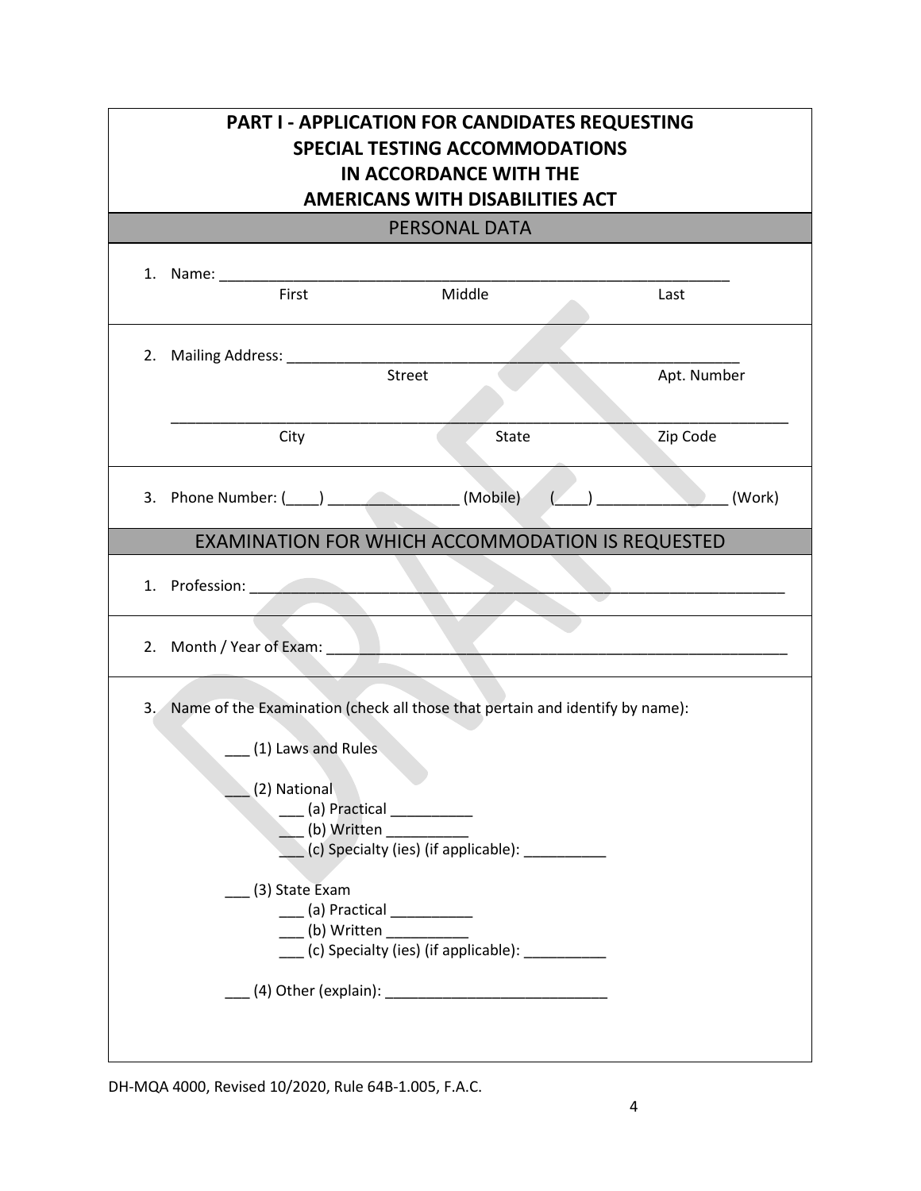# PART I - APPLICATION FOR CANDIDATES REQUESTING SPECIAL TESTING ACCOMMODATIONS IN ACCORDANCE WITH THE AMERICANS WITH DISABILITIES ACT

## PERSONAL DATA

1. Name: ________________________________________________________________
   First                    Middle                    Last

2. Mailing Address: _______________________________________________________
   Street                    Apt. Number

   ___________________________________________________________________________
   City                    State                    Zip Code

3. Phone Number: (____) ________________ (Mobile)   (____) ________________ (Work)

## EXAMINATION FOR WHICH ACCOMMODATION IS REQUESTED

1. Profession: ______________________________________________________________

2. Month / Year of Exam: ____________________________________________________

3. Name of the Examination (check all those that pertain and identify by name):

   ___ (1) Laws and Rules

   ___ (2) National
   - ___ (a) Practical __________
   - ___ (b) Written __________
   - ___ (c) Specialty (ies) (if applicable): __________

   ___ (3) State Exam
   - ___ (a) Practical __________
   - ___ (b) Written __________
   - ___ (c) Specialty (ies) (if applicable): __________

   ___ (4) Other (explain): ___________________________

DH-MQA 4000, Revised 10/2020, Rule 64B-1.005, F.A.C.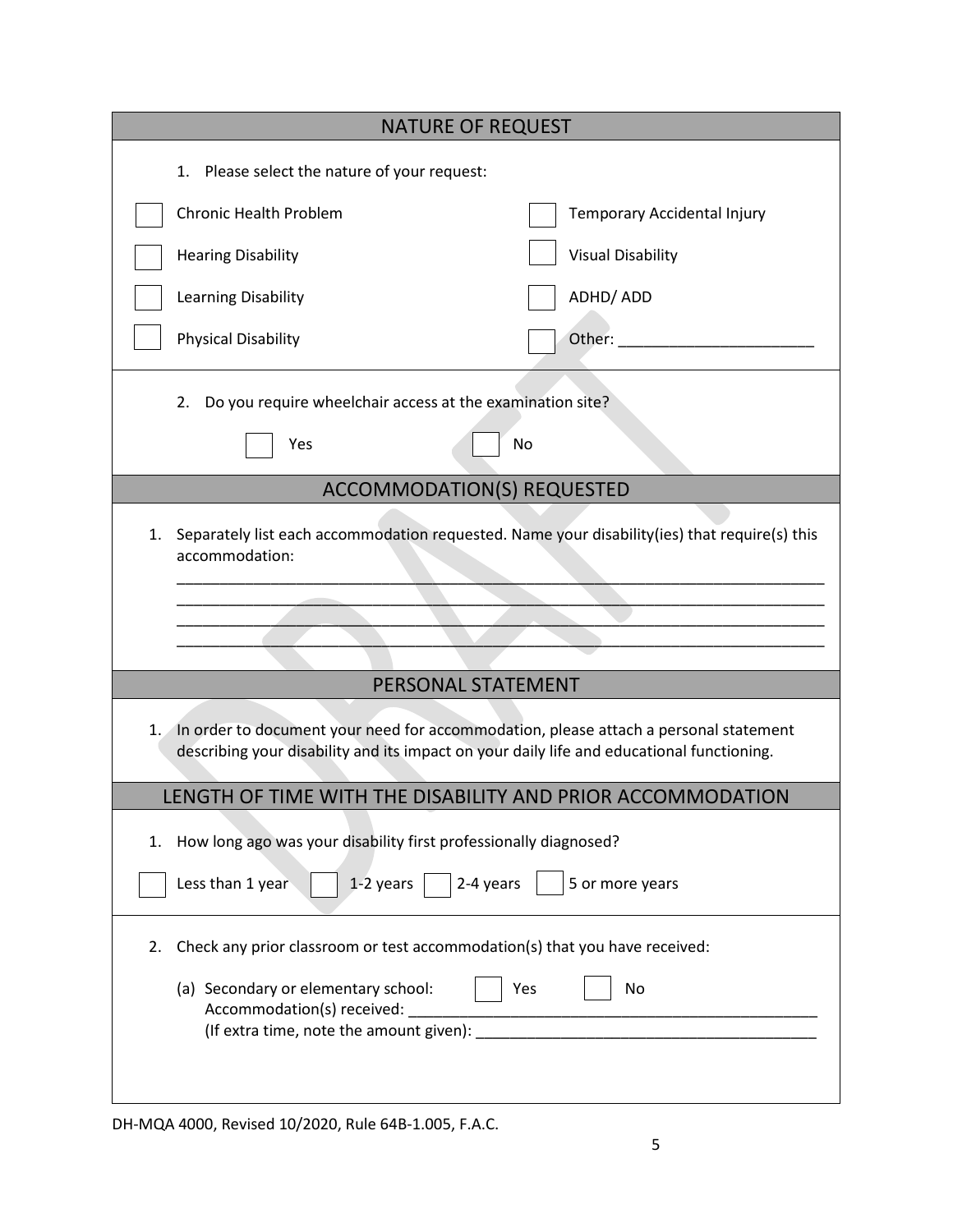## NATURE OF REQUEST

1. Please select the nature of your request:

- [ ] Chronic Health Problem
- [ ] Temporary Accidental Injury
- [ ] Hearing Disability
- [ ] Visual Disability
- [ ] Learning Disability
- [ ] ADHD/ ADD
- [ ] Physical Disability
- [ ] Other: _______________________

2. Do you require wheelchair access at the examination site?

- [ ] Yes
- [ ] No

## ACCOMMODATION(S) REQUESTED

1. Separately list each accommodation requested. Name your disability(ies) that require(s) this accommodation:

_______________________________________________________________________________
_______________________________________________________________________________
_______________________________________________________________________________
_______________________________________________________________________________

## PERSONAL STATEMENT

1. In order to document your need for accommodation, please attach a personal statement describing your disability and its impact on your daily life and educational functioning.

## LENGTH OF TIME WITH THE DISABILITY AND PRIOR ACCOMMODATION

1. How long ago was your disability first professionally diagnosed?

- [ ] Less than 1 year
- [ ] 1-2 years
- [ ] 2-4 years
- [ ] 5 or more years

2. Check any prior classroom or test accommodation(s) that you have received:

   (a) Secondary or elementary school: [ ] Yes [ ] No
   Accommodation(s) received: _______________________________________________
   (If extra time, note the amount given): _________________________________________

DH-MQA 4000, Revised 10/2020, Rule 64B-1.005, F.A.C.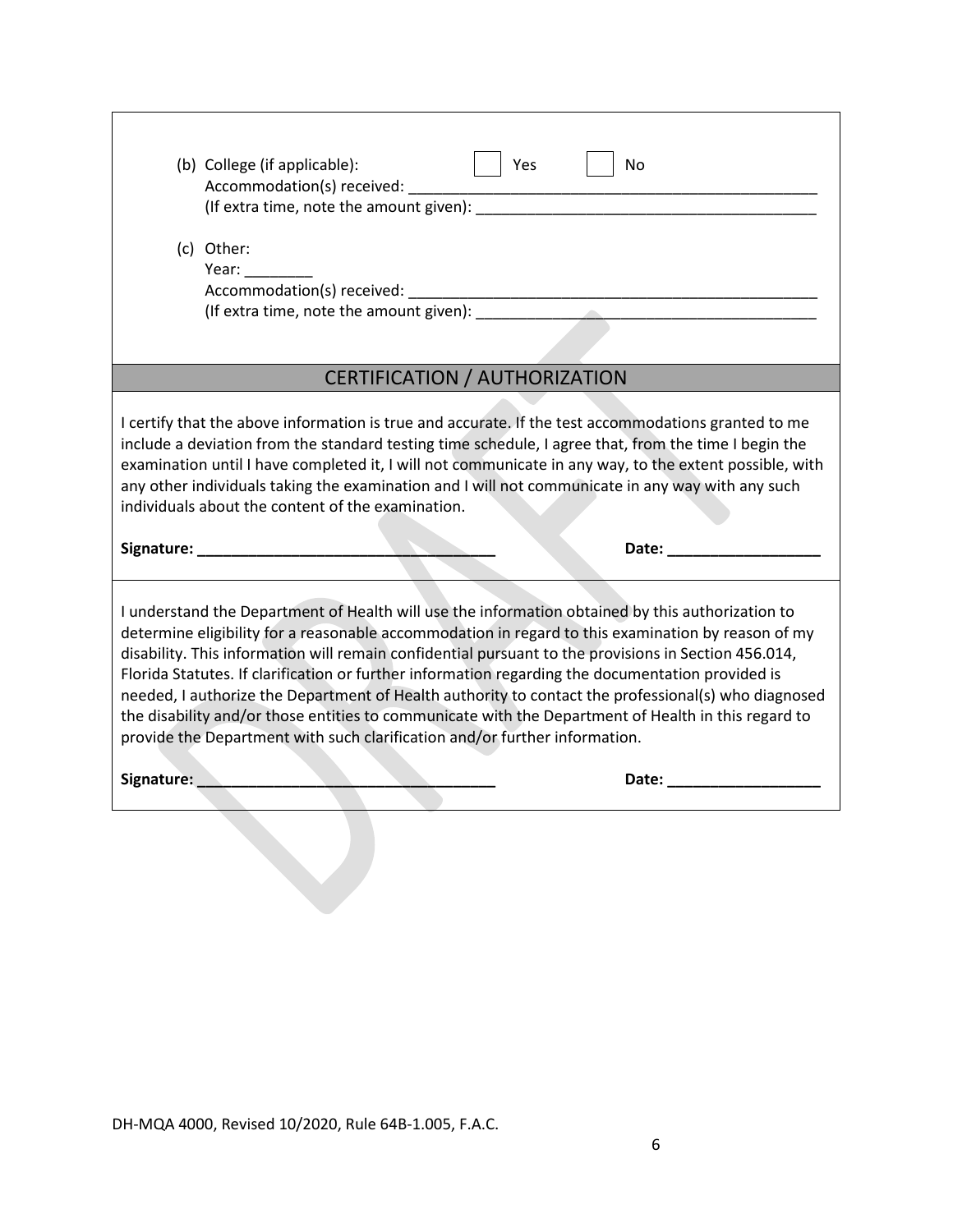(b) College (if applicable): ☐ Yes ☐ No
Accommodation(s) received: ____________________________________________
(If extra time, note the amount given): ____________________________________

(c) Other:
Year: ________
Accommodation(s) received: ____________________________________________
(If extra time, note the amount given): ____________________________________

## CERTIFICATION / AUTHORIZATION

I certify that the above information is true and accurate. If the test accommodations granted to me include a deviation from the standard testing time schedule, I agree that, from the time I begin the examination until I have completed it, I will not communicate in any way, to the extent possible, with any other individuals taking the examination and I will not communicate in any way with any such individuals about the content of the examination.

**Signature: ___________________________________** **Date: __________________**

I understand the Department of Health will use the information obtained by this authorization to determine eligibility for a reasonable accommodation in regard to this examination by reason of my disability. This information will remain confidential pursuant to the provisions in Section 456.014, Florida Statutes. If clarification or further information regarding the documentation provided is needed, I authorize the Department of Health authority to contact the professional(s) who diagnosed the disability and/or those entities to communicate with the Department of Health in this regard to provide the Department with such clarification and/or further information.

**Signature: ___________________________________** **Date: __________________**

DH-MQA 4000, Revised 10/2020, Rule 64B-1.005, F.A.C.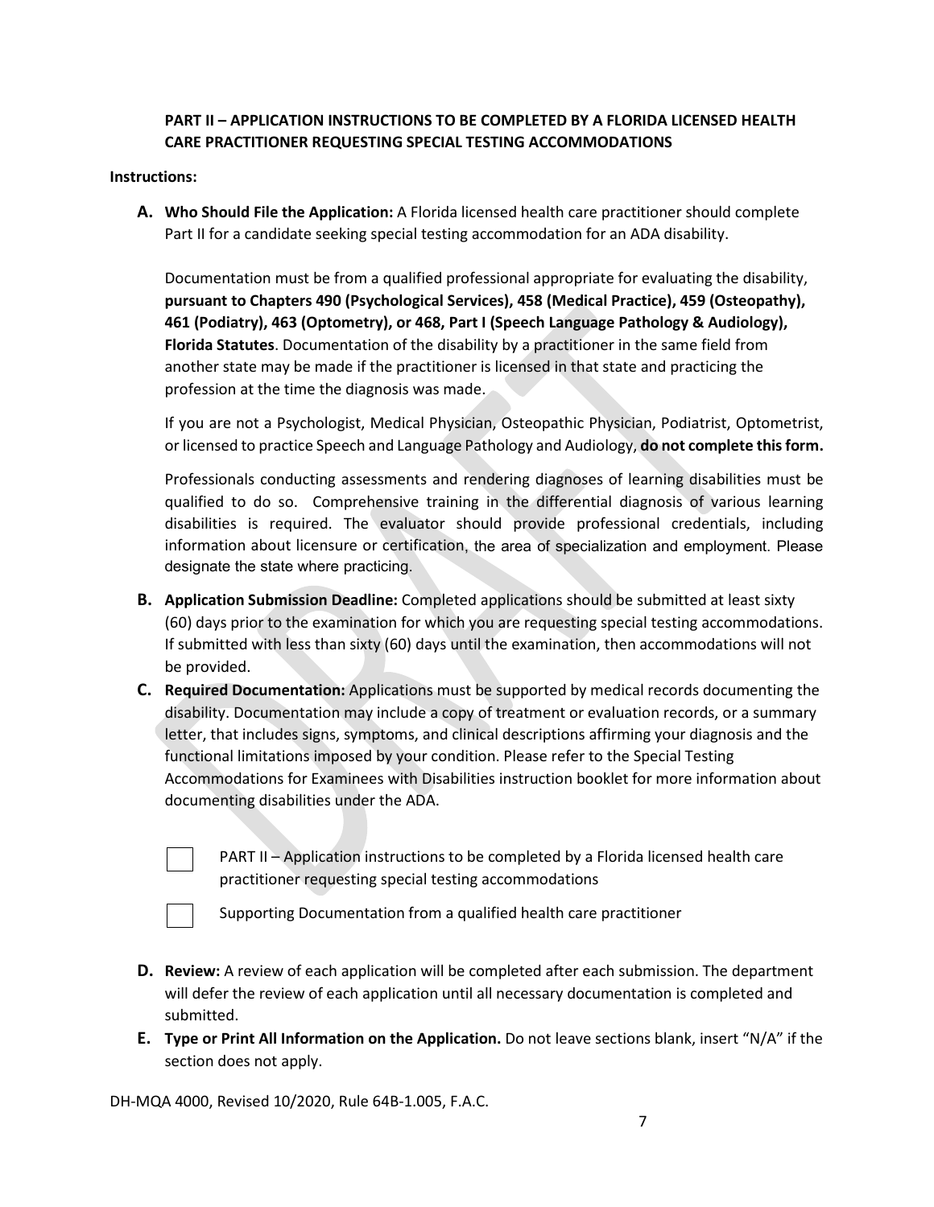## PART II – APPLICATION INSTRUCTIONS TO BE COMPLETED BY A FLORIDA LICENSED HEALTH CARE PRACTITIONER REQUESTING SPECIAL TESTING ACCOMMODATIONS

**Instructions:**

**A. Who Should File the Application:** A Florida licensed health care practitioner should complete Part II for a candidate seeking special testing accommodation for an ADA disability.

Documentation must be from a qualified professional appropriate for evaluating the disability, **pursuant to Chapters 490 (Psychological Services), 458 (Medical Practice), 459 (Osteopathy), 461 (Podiatry), 463 (Optometry), or 468, Part I (Speech Language Pathology & Audiology), Florida Statutes**. Documentation of the disability by a practitioner in the same field from another state may be made if the practitioner is licensed in that state and practicing the profession at the time the diagnosis was made.

If you are not a Psychologist, Medical Physician, Osteopathic Physician, Podiatrist, Optometrist, or licensed to practice Speech and Language Pathology and Audiology, **do not complete this form.**

Professionals conducting assessments and rendering diagnoses of learning disabilities must be qualified to do so. Comprehensive training in the differential diagnosis of various learning disabilities is required. The evaluator should provide professional credentials, including information about licensure or certification, the area of specialization and employment. Please designate the state where practicing.

**B. Application Submission Deadline:** Completed applications should be submitted at least sixty (60) days prior to the examination for which you are requesting special testing accommodations. If submitted with less than sixty (60) days until the examination, then accommodations will not be provided.

**C. Required Documentation:** Applications must be supported by medical records documenting the disability. Documentation may include a copy of treatment or evaluation records, or a summary letter, that includes signs, symptoms, and clinical descriptions affirming your diagnosis and the functional limitations imposed by your condition. Please refer to the Special Testing Accommodations for Examinees with Disabilities instruction booklet for more information about documenting disabilities under the ADA.

- ☐ PART II – Application instructions to be completed by a Florida licensed health care practitioner requesting special testing accommodations
- ☐ Supporting Documentation from a qualified health care practitioner

**D. Review:** A review of each application will be completed after each submission. The department will defer the review of each application until all necessary documentation is completed and submitted.

**E. Type or Print All Information on the Application.** Do not leave sections blank, insert "N/A" if the section does not apply.

DH-MQA 4000, Revised 10/2020, Rule 64B-1.005, F.A.C.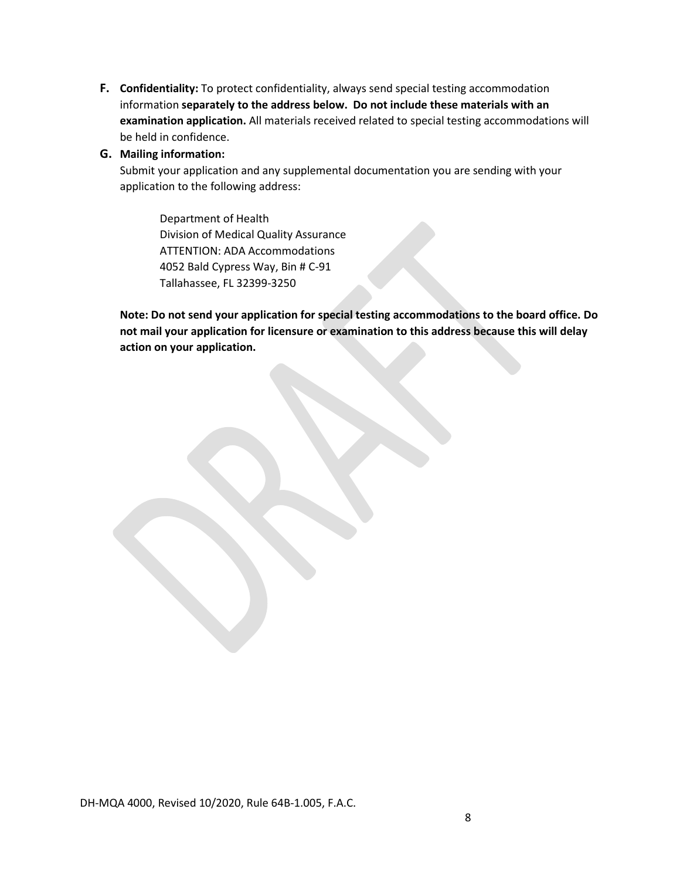**F. Confidentiality:** To protect confidentiality, always send special testing accommodation information **separately to the address below. Do not include these materials with an examination application.** All materials received related to special testing accommodations will be held in confidence.

**G. Mailing information:**

Submit your application and any supplemental documentation you are sending with your application to the following address:

> Department of Health
> Division of Medical Quality Assurance
> ATTENTION: ADA Accommodations
> 4052 Bald Cypress Way, Bin # C-91
> Tallahassee, FL 32399-3250

**Note: Do not send your application for special testing accommodations to the board office. Do not mail your application for licensure or examination to this address because this will delay action on your application.**

DH-MQA 4000, Revised 10/2020, Rule 64B-1.005, F.A.C.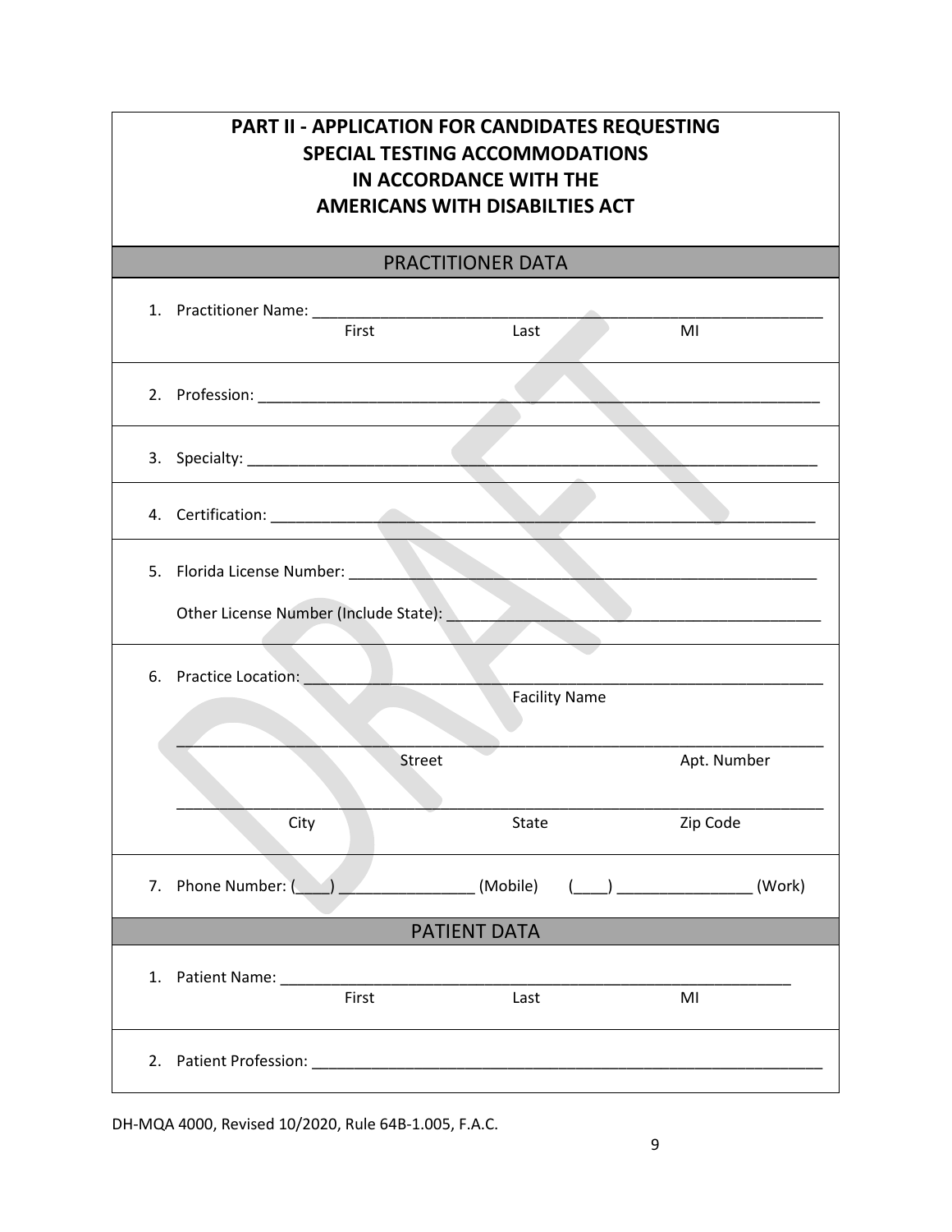# PART II - APPLICATION FOR CANDIDATES REQUESTING SPECIAL TESTING ACCOMMODATIONS IN ACCORDANCE WITH THE AMERICANS WITH DISABILTIES ACT

## PRACTITIONER DATA

1. Practitioner Name: ______________________________________________
   First Last MI

2. Profession: ______________________________________________

3. Specialty: ______________________________________________

4. Certification: ______________________________________________

5. Florida License Number: ______________________________________________

   Other License Number (Include State): ______________________________________________

6. Practice Location: ______________________________________________
   Facility Name

   ______________________________________________
   Street Apt. Number

   ______________________________________________
   City State Zip Code

7. Phone Number: (____) ________________ (Mobile) (____) ________________ (Work)

## PATIENT DATA

1. Patient Name: ______________________________________________
   First Last MI

2. Patient Profession: ______________________________________________

DH-MQA 4000, Revised 10/2020, Rule 64B-1.005, F.A.C.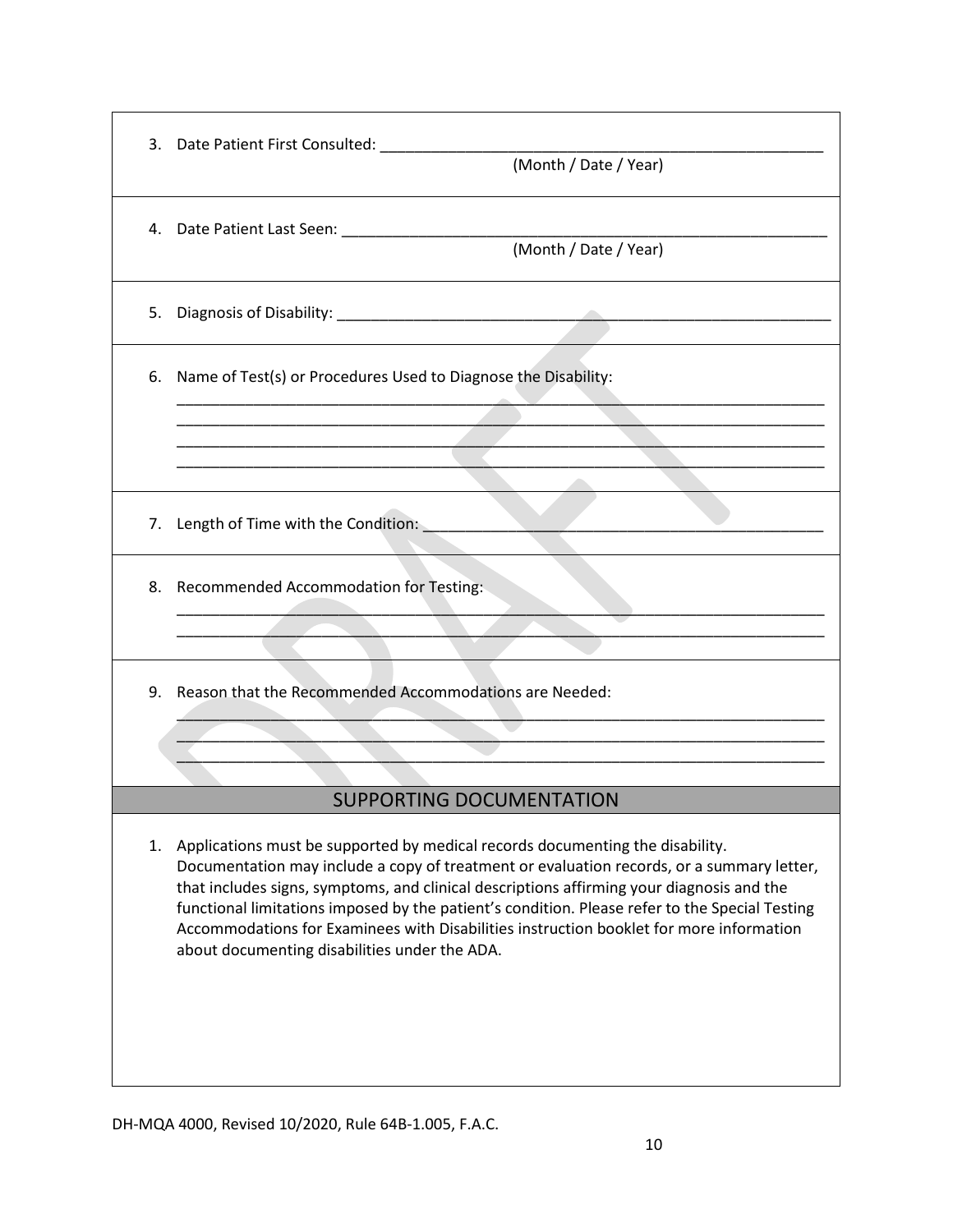3. Date Patient First Consulted: ______________________________________________________
(Month / Date / Year)

4. Date Patient Last Seen: ___________________________________________________________
(Month / Date / Year)

5. Diagnosis of Disability: ___________________________________________________________

6. Name of Test(s) or Procedures Used to Diagnose the Disability:
______________________________________________________________________________
______________________________________________________________________________
______________________________________________________________________________
______________________________________________________________________________

7. Length of Time with the Condition: _____________________________________________

8. Recommended Accommodation for Testing:
______________________________________________________________________________
______________________________________________________________________________

9. Reason that the Recommended Accommodations are Needed:
______________________________________________________________________________
______________________________________________________________________________
______________________________________________________________________________

## SUPPORTING DOCUMENTATION

1. Applications must be supported by medical records documenting the disability. Documentation may include a copy of treatment or evaluation records, or a summary letter, that includes signs, symptoms, and clinical descriptions affirming your diagnosis and the functional limitations imposed by the patient's condition. Please refer to the Special Testing Accommodations for Examinees with Disabilities instruction booklet for more information about documenting disabilities under the ADA.

DH-MQA 4000, Revised 10/2020, Rule 64B-1.005, F.A.C.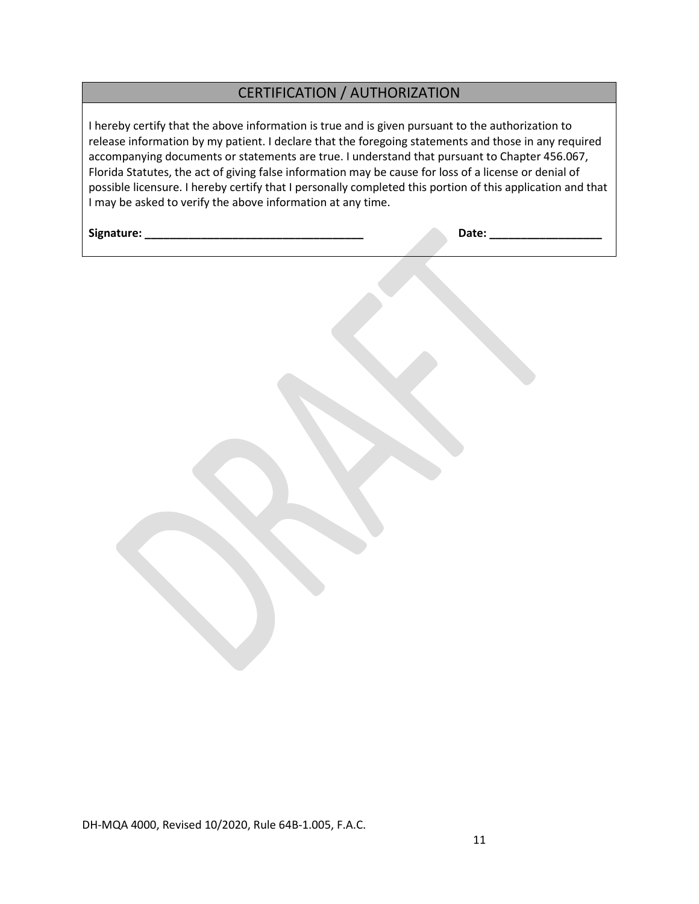## CERTIFICATION / AUTHORIZATION

I hereby certify that the above information is true and is given pursuant to the authorization to release information by my patient. I declare that the foregoing statements and those in any required accompanying documents or statements are true. I understand that pursuant to Chapter 456.067, Florida Statutes, the act of giving false information may be cause for loss of a license or denial of possible licensure. I hereby certify that I personally completed this portion of this application and that I may be asked to verify the above information at any time.

**Signature: ___________________________________** **Date: __________________**

DH-MQA 4000, Revised 10/2020, Rule 64B-1.005, F.A.C.